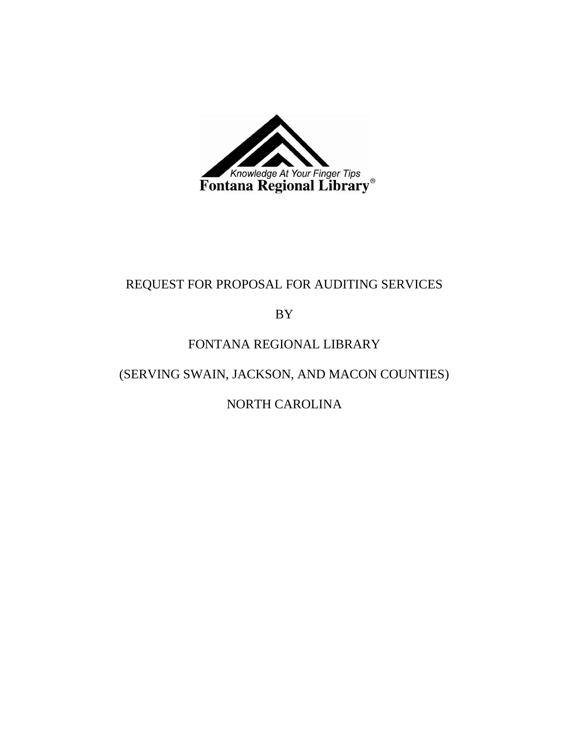Knowledge At Your Finger Tips
**Fontana Regional Library®**

# REQUEST FOR PROPOSAL FOR AUDITING SERVICES

BY

FONTANA REGIONAL LIBRARY

(SERVING SWAIN, JACKSON, AND MACON COUNTIES)

NORTH CAROLINA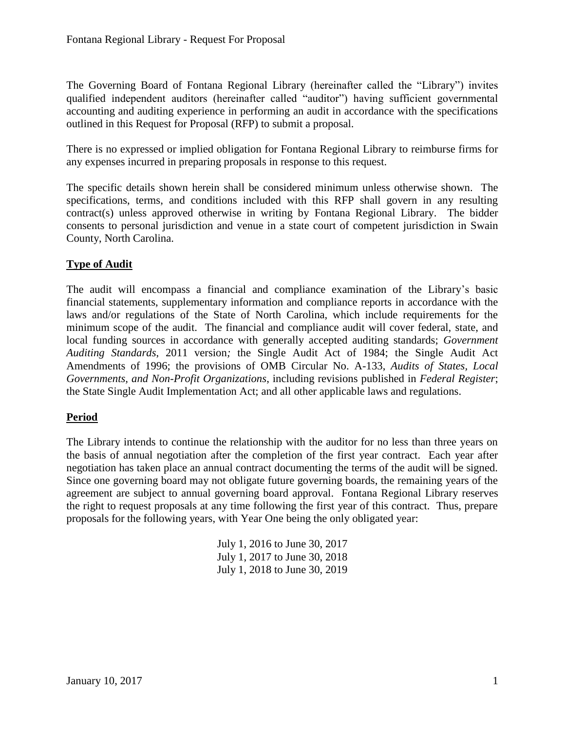The Governing Board of Fontana Regional Library (hereinafter called the "Library") invites qualified independent auditors (hereinafter called "auditor") having sufficient governmental accounting and auditing experience in performing an audit in accordance with the specifications outlined in this Request for Proposal (RFP) to submit a proposal.

There is no expressed or implied obligation for Fontana Regional Library to reimburse firms for any expenses incurred in preparing proposals in response to this request.

The specific details shown herein shall be considered minimum unless otherwise shown. The specifications, terms, and conditions included with this RFP shall govern in any resulting contract(s) unless approved otherwise in writing by Fontana Regional Library. The bidder consents to personal jurisdiction and venue in a state court of competent jurisdiction in Swain County, North Carolina.

## Type of Audit

The audit will encompass a financial and compliance examination of the Library's basic financial statements, supplementary information and compliance reports in accordance with the laws and/or regulations of the State of North Carolina, which include requirements for the minimum scope of the audit. The financial and compliance audit will cover federal, state, and local funding sources in accordance with generally accepted auditing standards; *Government Auditing Standards*, 2011 version*;* the Single Audit Act of 1984; the Single Audit Act Amendments of 1996; the provisions of OMB Circular No. A-133, *Audits of States, Local Governments, and Non-Profit Organizations*, including revisions published in *Federal Register*; the State Single Audit Implementation Act; and all other applicable laws and regulations.

## Period

The Library intends to continue the relationship with the auditor for no less than three years on the basis of annual negotiation after the completion of the first year contract. Each year after negotiation has taken place an annual contract documenting the terms of the audit will be signed. Since one governing board may not obligate future governing boards, the remaining years of the agreement are subject to annual governing board approval. Fontana Regional Library reserves the right to request proposals at any time following the first year of this contract. Thus, prepare proposals for the following years, with Year One being the only obligated year:

July 1, 2016 to June 30, 2017
July 1, 2017 to June 30, 2018
July 1, 2018 to June 30, 2019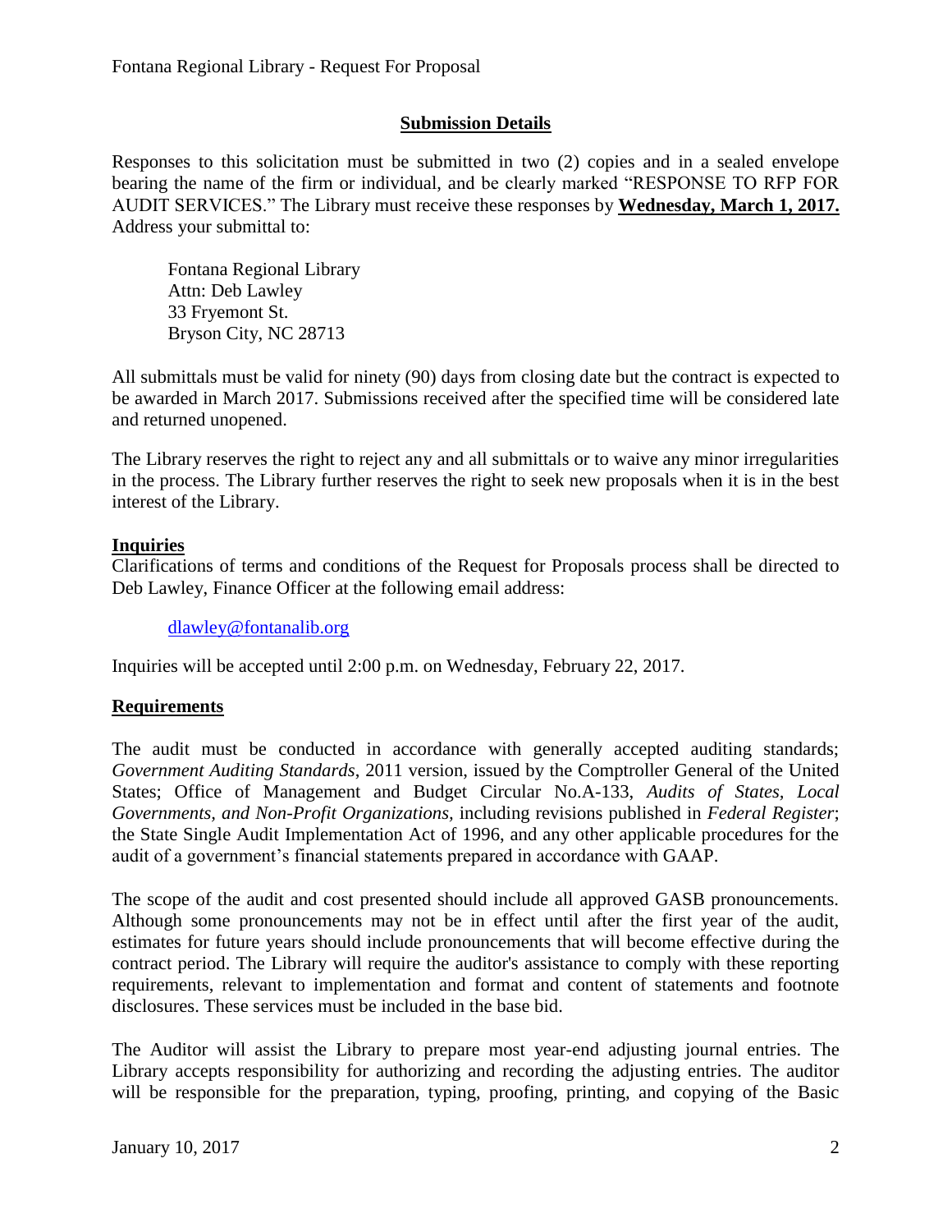## Submission Details

Responses to this solicitation must be submitted in two (2) copies and in a sealed envelope bearing the name of the firm or individual, and be clearly marked "RESPONSE TO RFP FOR AUDIT SERVICES." The Library must receive these responses by **Wednesday, March 1, 2017.** Address your submittal to:

Fontana Regional Library
Attn: Deb Lawley
33 Fryemont St.
Bryson City, NC 28713

All submittals must be valid for ninety (90) days from closing date but the contract is expected to be awarded in March 2017. Submissions received after the specified time will be considered late and returned unopened.

The Library reserves the right to reject any and all submittals or to waive any minor irregularities in the process. The Library further reserves the right to seek new proposals when it is in the best interest of the Library.

**Inquiries**

Clarifications of terms and conditions of the Request for Proposals process shall be directed to Deb Lawley, Finance Officer at the following email address:

dlawley@fontanalib.org

Inquiries will be accepted until 2:00 p.m. on Wednesday, February 22, 2017.

**Requirements**

The audit must be conducted in accordance with generally accepted auditing standards; *Government Auditing Standards*, 2011 version, issued by the Comptroller General of the United States; Office of Management and Budget Circular No.A-133, *Audits of States, Local Governments, and Non-Profit Organizations,* including revisions published in *Federal Register*; the State Single Audit Implementation Act of 1996, and any other applicable procedures for the audit of a government's financial statements prepared in accordance with GAAP.

The scope of the audit and cost presented should include all approved GASB pronouncements. Although some pronouncements may not be in effect until after the first year of the audit, estimates for future years should include pronouncements that will become effective during the contract period. The Library will require the auditor's assistance to comply with these reporting requirements, relevant to implementation and format and content of statements and footnote disclosures. These services must be included in the base bid.

The Auditor will assist the Library to prepare most year-end adjusting journal entries. The Library accepts responsibility for authorizing and recording the adjusting entries. The auditor will be responsible for the preparation, typing, proofing, printing, and copying of the Basic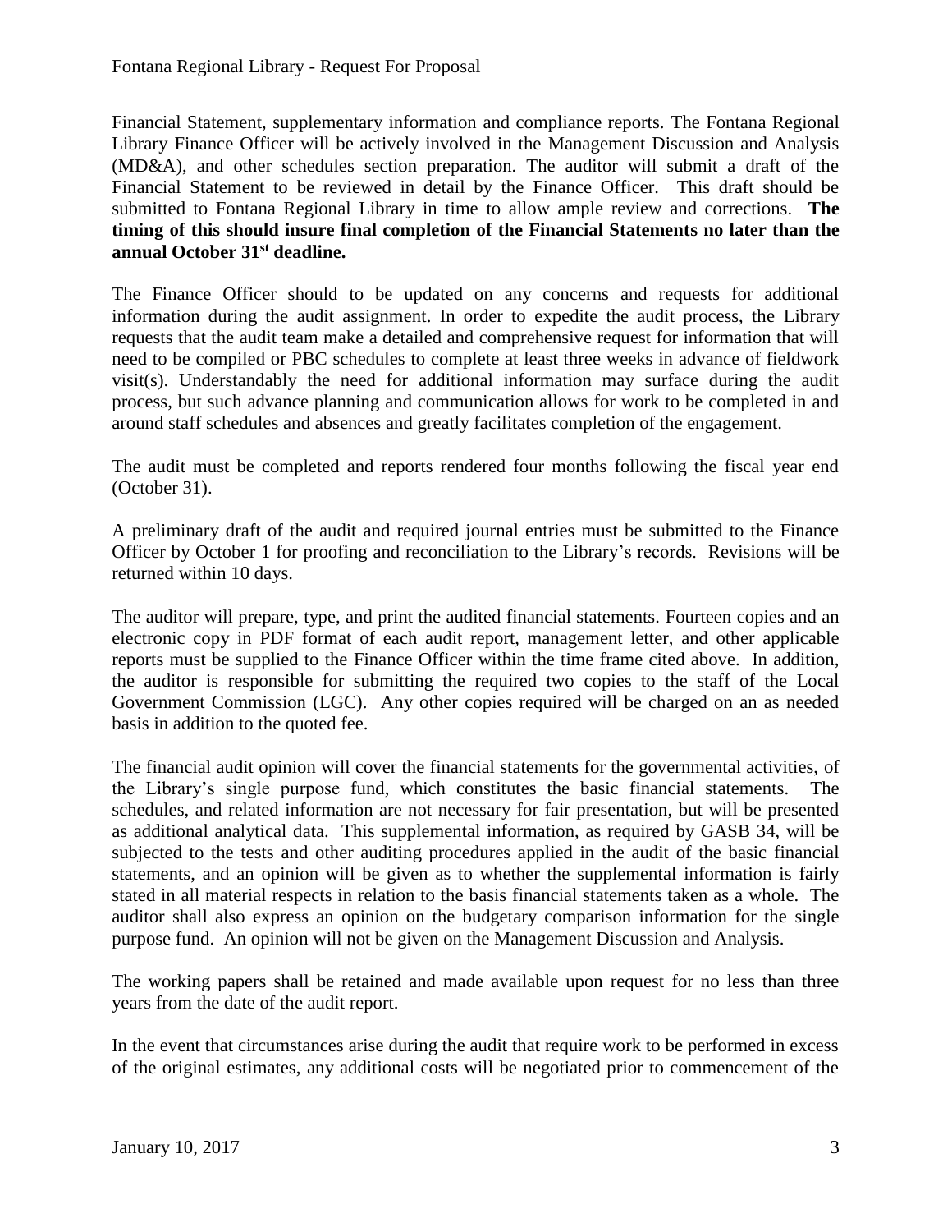Financial Statement, supplementary information and compliance reports. The Fontana Regional Library Finance Officer will be actively involved in the Management Discussion and Analysis (MD&A), and other schedules section preparation. The auditor will submit a draft of the Financial Statement to be reviewed in detail by the Finance Officer. This draft should be submitted to Fontana Regional Library in time to allow ample review and corrections. **The timing of this should insure final completion of the Financial Statements no later than the annual October 31st deadline.**

The Finance Officer should to be updated on any concerns and requests for additional information during the audit assignment. In order to expedite the audit process, the Library requests that the audit team make a detailed and comprehensive request for information that will need to be compiled or PBC schedules to complete at least three weeks in advance of fieldwork visit(s). Understandably the need for additional information may surface during the audit process, but such advance planning and communication allows for work to be completed in and around staff schedules and absences and greatly facilitates completion of the engagement.

The audit must be completed and reports rendered four months following the fiscal year end (October 31).

A preliminary draft of the audit and required journal entries must be submitted to the Finance Officer by October 1 for proofing and reconciliation to the Library's records. Revisions will be returned within 10 days.

The auditor will prepare, type, and print the audited financial statements. Fourteen copies and an electronic copy in PDF format of each audit report, management letter, and other applicable reports must be supplied to the Finance Officer within the time frame cited above. In addition, the auditor is responsible for submitting the required two copies to the staff of the Local Government Commission (LGC). Any other copies required will be charged on an as needed basis in addition to the quoted fee.

The financial audit opinion will cover the financial statements for the governmental activities, of the Library's single purpose fund, which constitutes the basic financial statements. The schedules, and related information are not necessary for fair presentation, but will be presented as additional analytical data. This supplemental information, as required by GASB 34, will be subjected to the tests and other auditing procedures applied in the audit of the basic financial statements, and an opinion will be given as to whether the supplemental information is fairly stated in all material respects in relation to the basis financial statements taken as a whole. The auditor shall also express an opinion on the budgetary comparison information for the single purpose fund. An opinion will not be given on the Management Discussion and Analysis.

The working papers shall be retained and made available upon request for no less than three years from the date of the audit report.

In the event that circumstances arise during the audit that require work to be performed in excess of the original estimates, any additional costs will be negotiated prior to commencement of the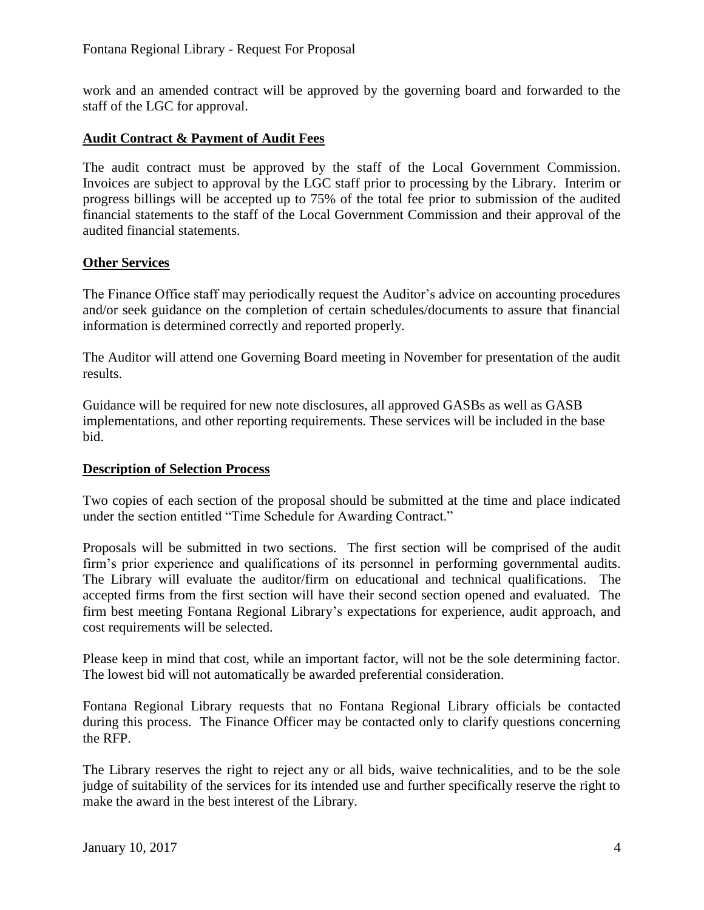work and an amended contract will be approved by the governing board and forwarded to the staff of the LGC for approval.

## **Audit Contract & Payment of Audit Fees**

The audit contract must be approved by the staff of the Local Government Commission. Invoices are subject to approval by the LGC staff prior to processing by the Library. Interim or progress billings will be accepted up to 75% of the total fee prior to submission of the audited financial statements to the staff of the Local Government Commission and their approval of the audited financial statements.

## **Other Services**

The Finance Office staff may periodically request the Auditor's advice on accounting procedures and/or seek guidance on the completion of certain schedules/documents to assure that financial information is determined correctly and reported properly.

The Auditor will attend one Governing Board meeting in November for presentation of the audit results.

Guidance will be required for new note disclosures, all approved GASBs as well as GASB implementations, and other reporting requirements. These services will be included in the base bid.

## **Description of Selection Process**

Two copies of each section of the proposal should be submitted at the time and place indicated under the section entitled "Time Schedule for Awarding Contract."

Proposals will be submitted in two sections. The first section will be comprised of the audit firm's prior experience and qualifications of its personnel in performing governmental audits. The Library will evaluate the auditor/firm on educational and technical qualifications. The accepted firms from the first section will have their second section opened and evaluated. The firm best meeting Fontana Regional Library's expectations for experience, audit approach, and cost requirements will be selected.

Please keep in mind that cost, while an important factor, will not be the sole determining factor. The lowest bid will not automatically be awarded preferential consideration.

Fontana Regional Library requests that no Fontana Regional Library officials be contacted during this process. The Finance Officer may be contacted only to clarify questions concerning the RFP.

The Library reserves the right to reject any or all bids, waive technicalities, and to be the sole judge of suitability of the services for its intended use and further specifically reserve the right to make the award in the best interest of the Library.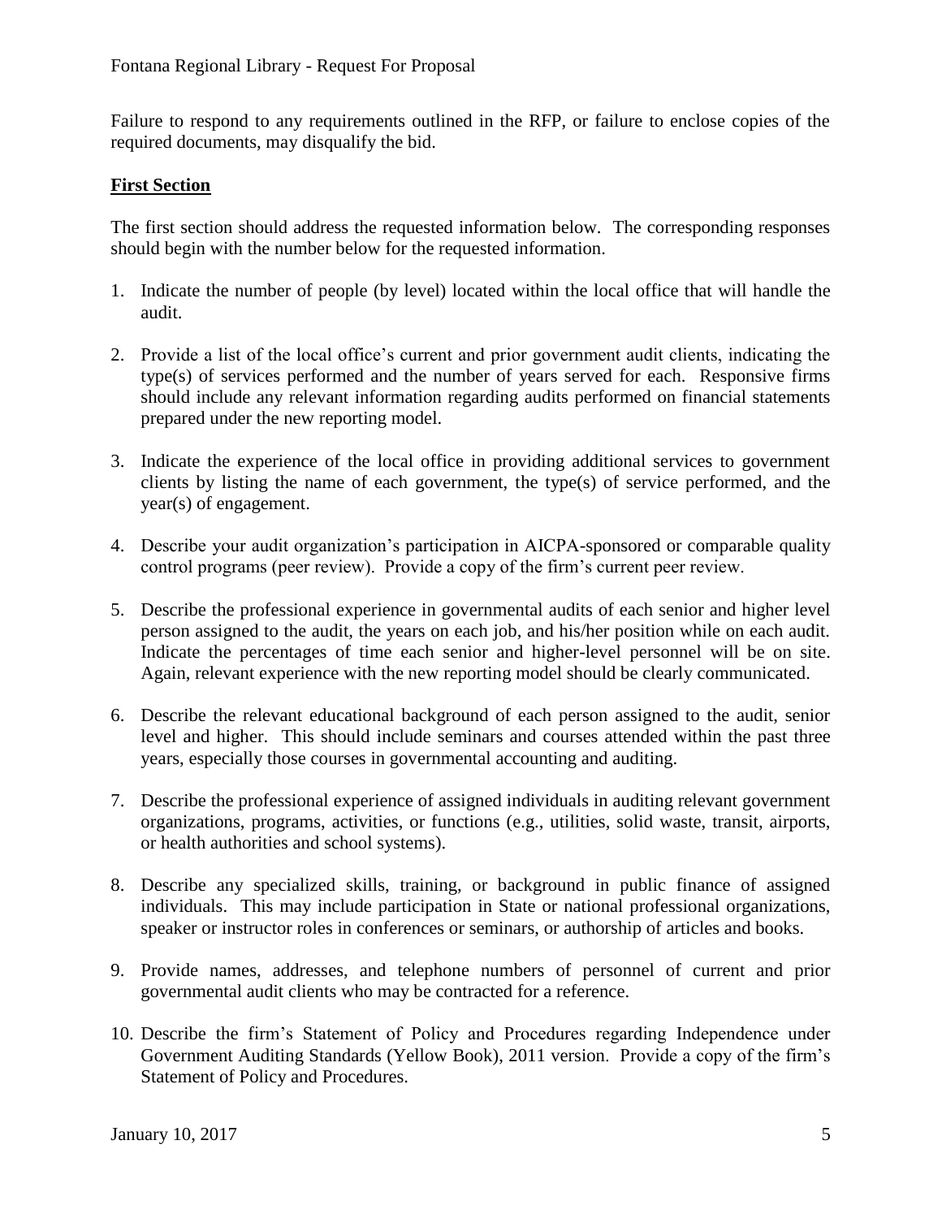Failure to respond to any requirements outlined in the RFP, or failure to enclose copies of the required documents, may disqualify the bid.

**First Section**

The first section should address the requested information below. The corresponding responses should begin with the number below for the requested information.

1. Indicate the number of people (by level) located within the local office that will handle the audit.

2. Provide a list of the local office's current and prior government audit clients, indicating the type(s) of services performed and the number of years served for each. Responsive firms should include any relevant information regarding audits performed on financial statements prepared under the new reporting model.

3. Indicate the experience of the local office in providing additional services to government clients by listing the name of each government, the type(s) of service performed, and the year(s) of engagement.

4. Describe your audit organization's participation in AICPA-sponsored or comparable quality control programs (peer review). Provide a copy of the firm's current peer review.

5. Describe the professional experience in governmental audits of each senior and higher level person assigned to the audit, the years on each job, and his/her position while on each audit. Indicate the percentages of time each senior and higher-level personnel will be on site. Again, relevant experience with the new reporting model should be clearly communicated.

6. Describe the relevant educational background of each person assigned to the audit, senior level and higher. This should include seminars and courses attended within the past three years, especially those courses in governmental accounting and auditing.

7. Describe the professional experience of assigned individuals in auditing relevant government organizations, programs, activities, or functions (e.g., utilities, solid waste, transit, airports, or health authorities and school systems).

8. Describe any specialized skills, training, or background in public finance of assigned individuals. This may include participation in State or national professional organizations, speaker or instructor roles in conferences or seminars, or authorship of articles and books.

9. Provide names, addresses, and telephone numbers of personnel of current and prior governmental audit clients who may be contracted for a reference.

10. Describe the firm's Statement of Policy and Procedures regarding Independence under Government Auditing Standards (Yellow Book), 2011 version. Provide a copy of the firm's Statement of Policy and Procedures.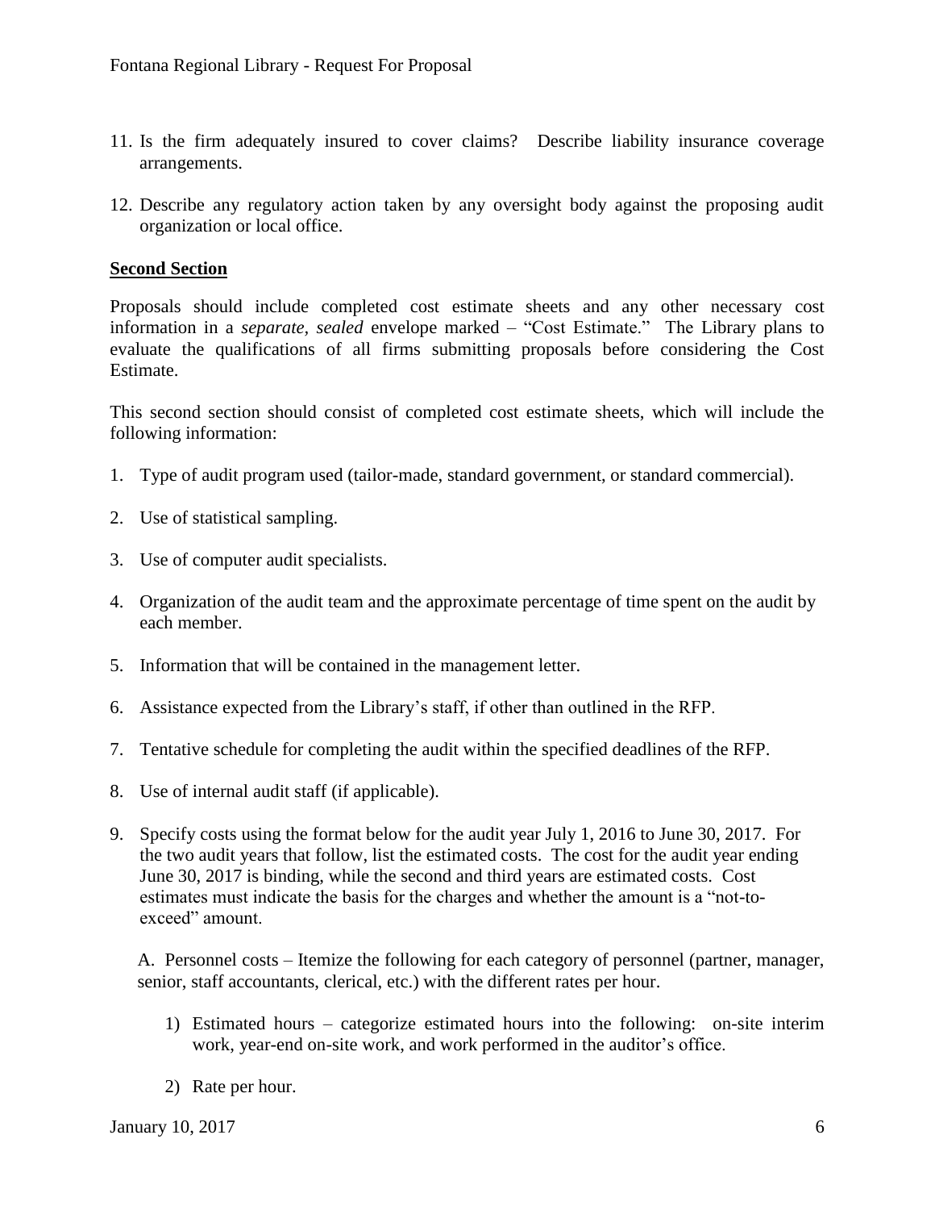11. Is the firm adequately insured to cover claims? Describe liability insurance coverage arrangements.

12. Describe any regulatory action taken by any oversight body against the proposing audit organization or local office.

**Second Section**

Proposals should include completed cost estimate sheets and any other necessary cost information in a *separate, sealed* envelope marked – "Cost Estimate." The Library plans to evaluate the qualifications of all firms submitting proposals before considering the Cost Estimate.

This second section should consist of completed cost estimate sheets, which will include the following information:

1. Type of audit program used (tailor-made, standard government, or standard commercial).

2. Use of statistical sampling.

3. Use of computer audit specialists.

4. Organization of the audit team and the approximate percentage of time spent on the audit by each member.

5. Information that will be contained in the management letter.

6. Assistance expected from the Library's staff, if other than outlined in the RFP.

7. Tentative schedule for completing the audit within the specified deadlines of the RFP.

8. Use of internal audit staff (if applicable).

9. Specify costs using the format below for the audit year July 1, 2016 to June 30, 2017. For the two audit years that follow, list the estimated costs. The cost for the audit year ending June 30, 2017 is binding, while the second and third years are estimated costs. Cost estimates must indicate the basis for the charges and whether the amount is a "not-to-exceed" amount.

   A. Personnel costs – Itemize the following for each category of personnel (partner, manager, senior, staff accountants, clerical, etc.) with the different rates per hour.

      1) Estimated hours – categorize estimated hours into the following: on-site interim work, year-end on-site work, and work performed in the auditor's office.

      2) Rate per hour.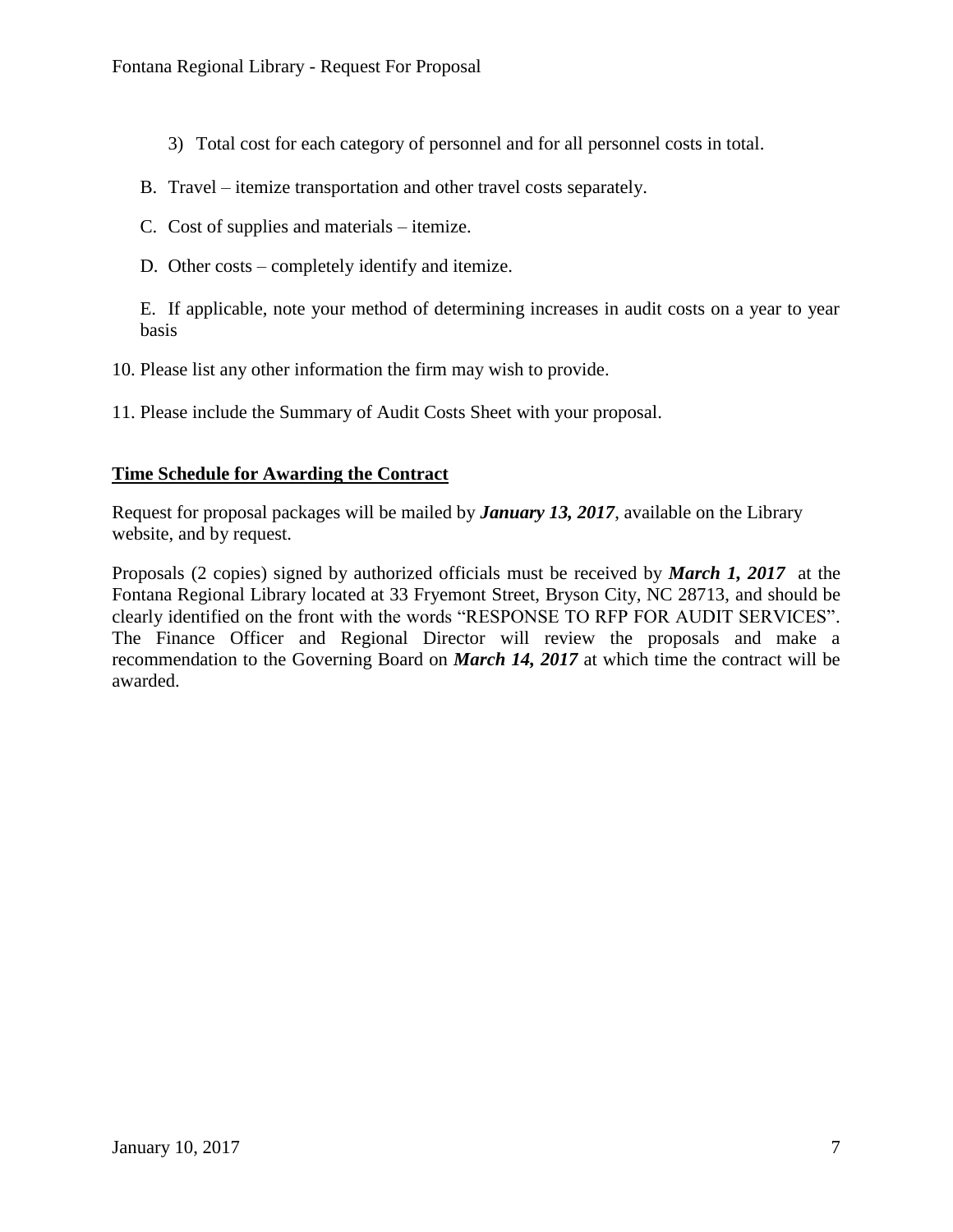3) Total cost for each category of personnel and for all personnel costs in total.

B. Travel – itemize transportation and other travel costs separately.

C. Cost of supplies and materials – itemize.

D. Other costs – completely identify and itemize.

E. If applicable, note your method of determining increases in audit costs on a year to year basis

10. Please list any other information the firm may wish to provide.

11. Please include the Summary of Audit Costs Sheet with your proposal.

## Time Schedule for Awarding the Contract

Request for proposal packages will be mailed by ***January 13, 2017***, available on the Library website, and by request.

Proposals (2 copies) signed by authorized officials must be received by ***March 1, 2017*** at the Fontana Regional Library located at 33 Fryemont Street, Bryson City, NC 28713, and should be clearly identified on the front with the words "RESPONSE TO RFP FOR AUDIT SERVICES". The Finance Officer and Regional Director will review the proposals and make a recommendation to the Governing Board on ***March 14, 2017*** at which time the contract will be awarded.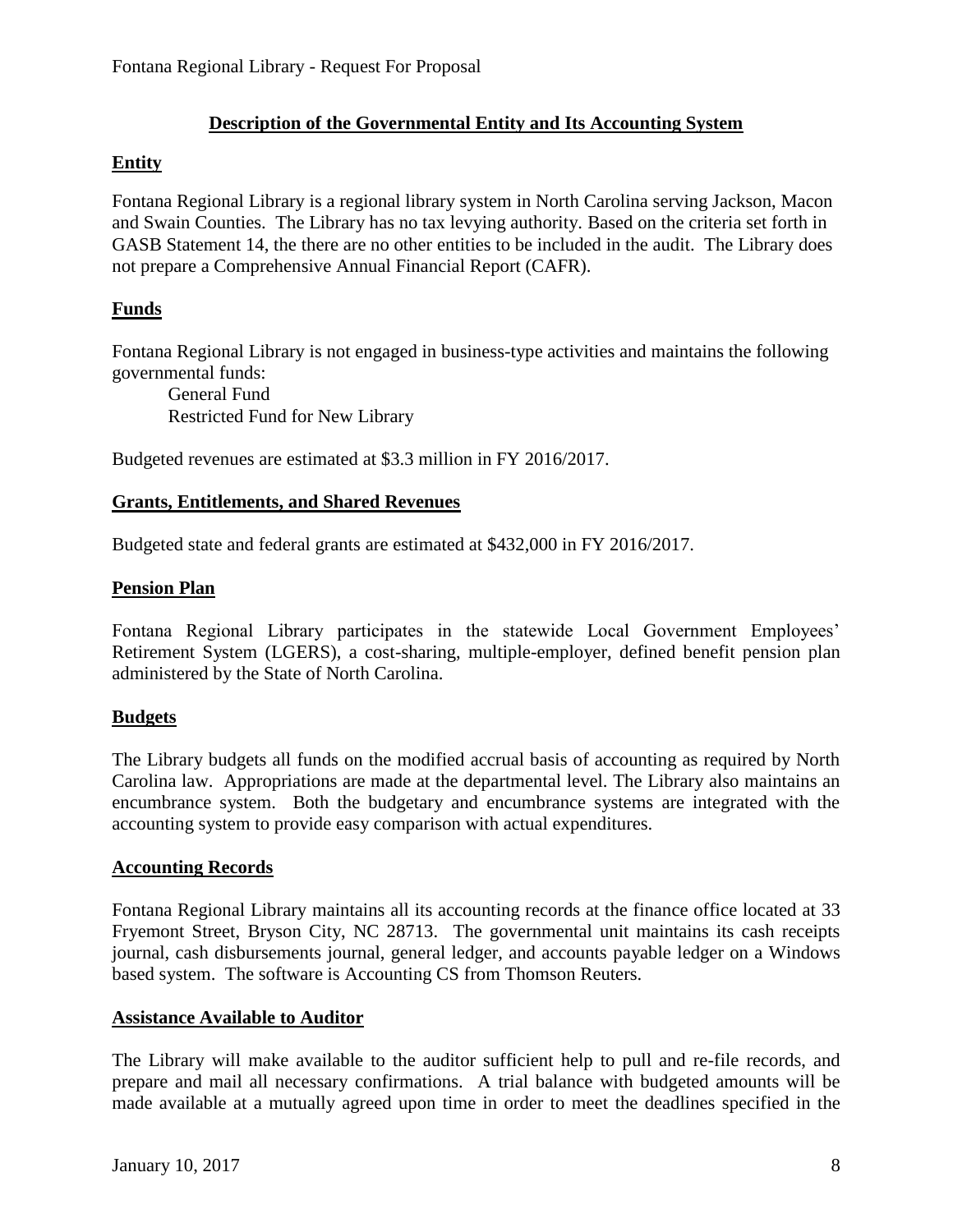## Description of the Governmental Entity and Its Accounting System

### Entity

Fontana Regional Library is a regional library system in North Carolina serving Jackson, Macon and Swain Counties. The Library has no tax levying authority. Based on the criteria set forth in GASB Statement 14, the there are no other entities to be included in the audit. The Library does not prepare a Comprehensive Annual Financial Report (CAFR).

### Funds

Fontana Regional Library is not engaged in business-type activities and maintains the following governmental funds:

General Fund
Restricted Fund for New Library

Budgeted revenues are estimated at $3.3 million in FY 2016/2017.

### Grants, Entitlements, and Shared Revenues

Budgeted state and federal grants are estimated at $432,000 in FY 2016/2017.

### Pension Plan

Fontana Regional Library participates in the statewide Local Government Employees' Retirement System (LGERS), a cost-sharing, multiple-employer, defined benefit pension plan administered by the State of North Carolina.

### Budgets

The Library budgets all funds on the modified accrual basis of accounting as required by North Carolina law. Appropriations are made at the departmental level. The Library also maintains an encumbrance system. Both the budgetary and encumbrance systems are integrated with the accounting system to provide easy comparison with actual expenditures.

### Accounting Records

Fontana Regional Library maintains all its accounting records at the finance office located at 33 Fryemont Street, Bryson City, NC 28713. The governmental unit maintains its cash receipts journal, cash disbursements journal, general ledger, and accounts payable ledger on a Windows based system. The software is Accounting CS from Thomson Reuters.

### Assistance Available to Auditor

The Library will make available to the auditor sufficient help to pull and re-file records, and prepare and mail all necessary confirmations. A trial balance with budgeted amounts will be made available at a mutually agreed upon time in order to meet the deadlines specified in the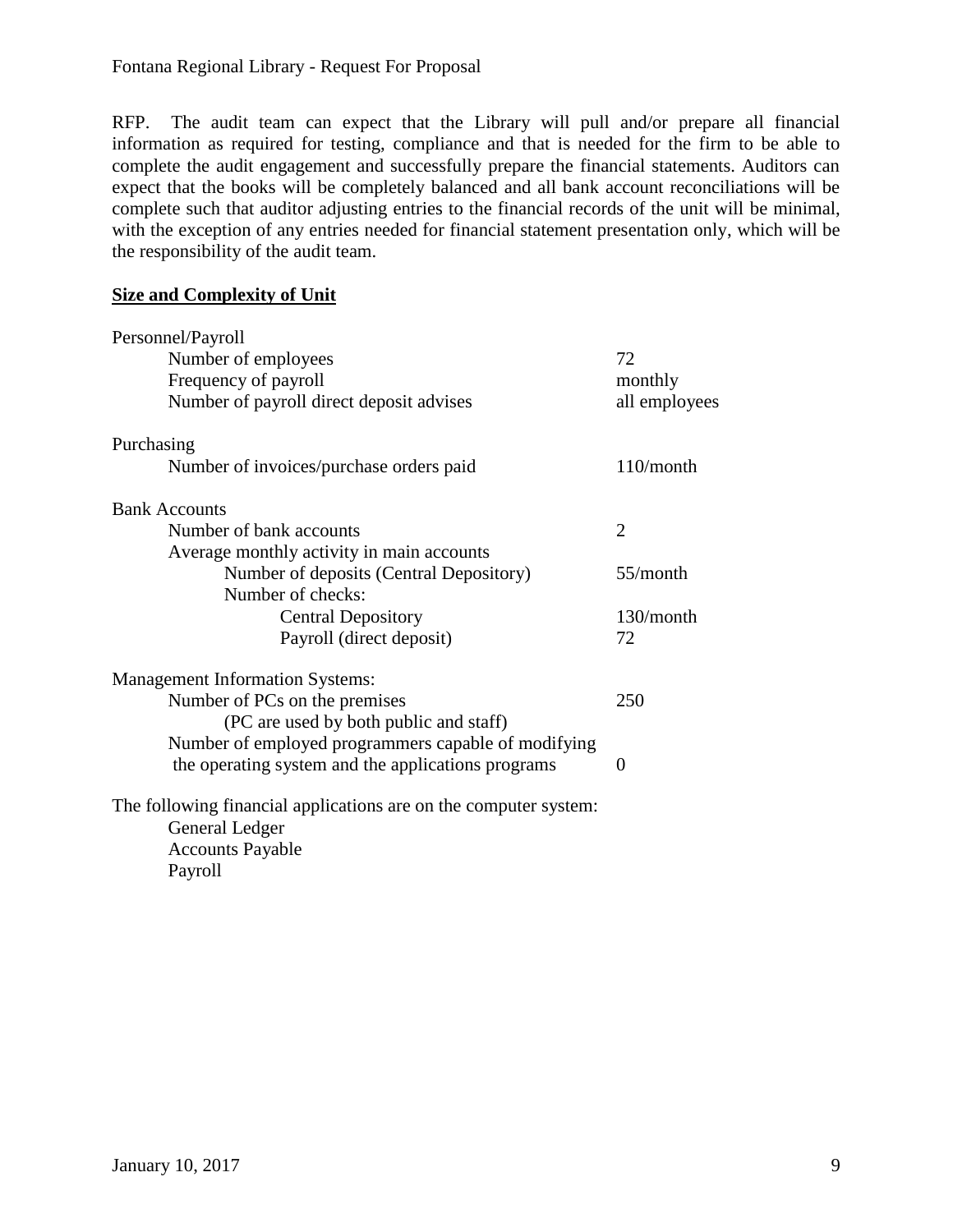RFP. The audit team can expect that the Library will pull and/or prepare all financial information as required for testing, compliance and that is needed for the firm to be able to complete the audit engagement and successfully prepare the financial statements. Auditors can expect that the books will be completely balanced and all bank account reconciliations will be complete such that auditor adjusting entries to the financial records of the unit will be minimal, with the exception of any entries needed for financial statement presentation only, which will be the responsibility of the audit team.

**Size and Complexity of Unit**

| | |
|---|---|
| Personnel/Payroll | |
| Number of employees | 72 |
| Frequency of payroll | monthly |
| Number of payroll direct deposit advises | all employees |
| Purchasing | |
| Number of invoices/purchase orders paid | 110/month |
| Bank Accounts | |
| Number of bank accounts | 2 |
| Average monthly activity in main accounts | |
| Number of deposits (Central Depository) | 55/month |
| Number of checks: | |
| Central Depository | 130/month |
| Payroll (direct deposit) | 72 |
| Management Information Systems: | |
| Number of PCs on the premises (PC are used by both public and staff) | 250 |
| Number of employed programmers capable of modifying the operating system and the applications programs | 0 |

The following financial applications are on the computer system:

- General Ledger
- Accounts Payable
- Payroll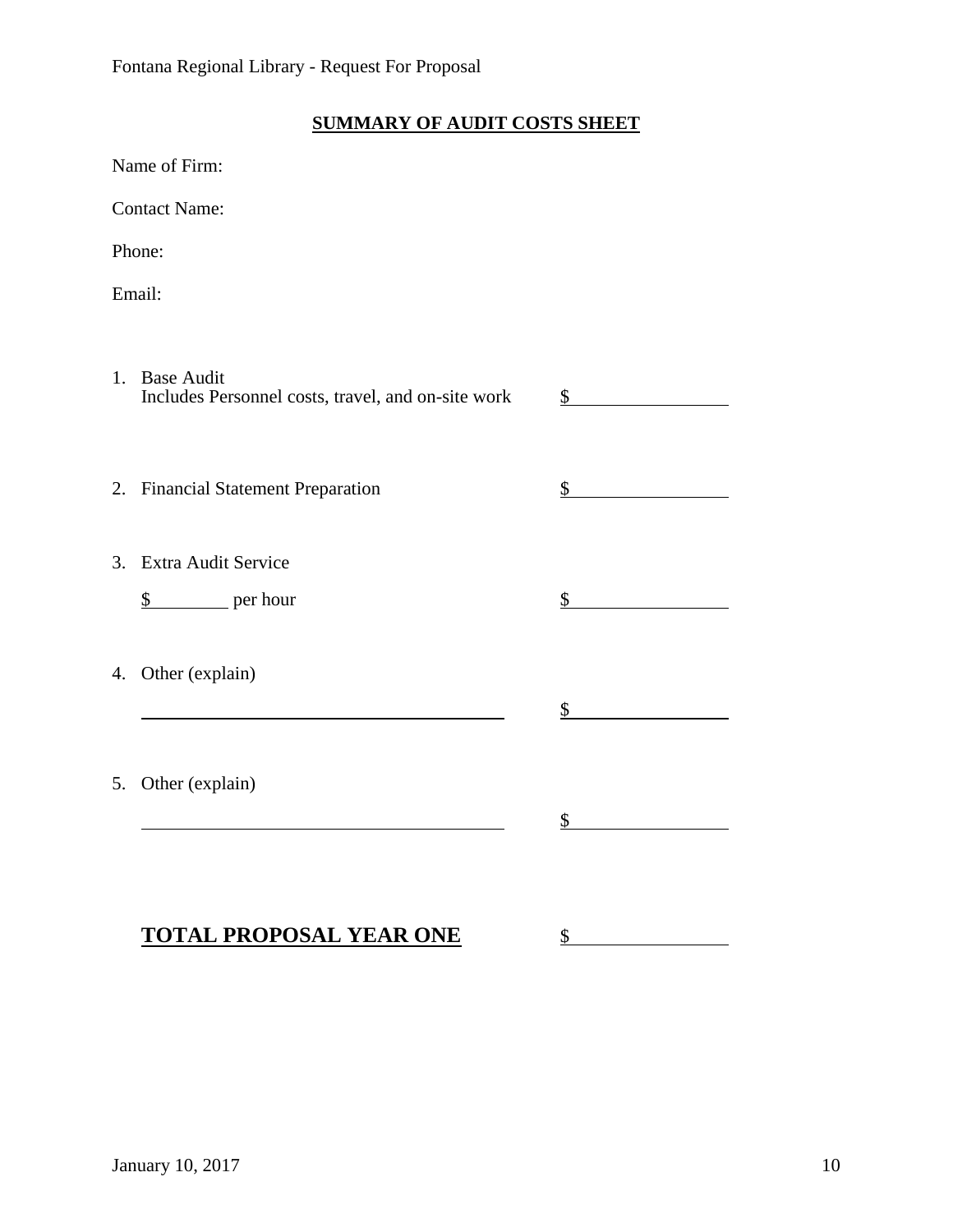**SUMMARY OF AUDIT COSTS SHEET**

Name of Firm:

Contact Name:

Phone:

Email:

1. Base Audit
   Includes Personnel costs, travel, and on-site work $\_\_\_\_\_\_\_\_\_\_\_\_

2. Financial Statement Preparation $\_\_\_\_\_\_\_\_\_\_\_\_

3. Extra Audit Service
   $\_\_\_\_\_\_ per hour $\_\_\_\_\_\_\_\_\_\_\_\_

4. Other (explain)
   \_\_\_\_\_\_\_\_\_\_\_\_\_\_\_\_\_\_\_\_\_\_\_\_\_\_\_\_ $\_\_\_\_\_\_\_\_\_\_\_\_

5. Other (explain)
   \_\_\_\_\_\_\_\_\_\_\_\_\_\_\_\_\_\_\_\_\_\_\_\_\_\_\_\_ $\_\_\_\_\_\_\_\_\_\_\_\_

**TOTAL PROPOSAL YEAR ONE** $\_\_\_\_\_\_\_\_\_\_\_\_